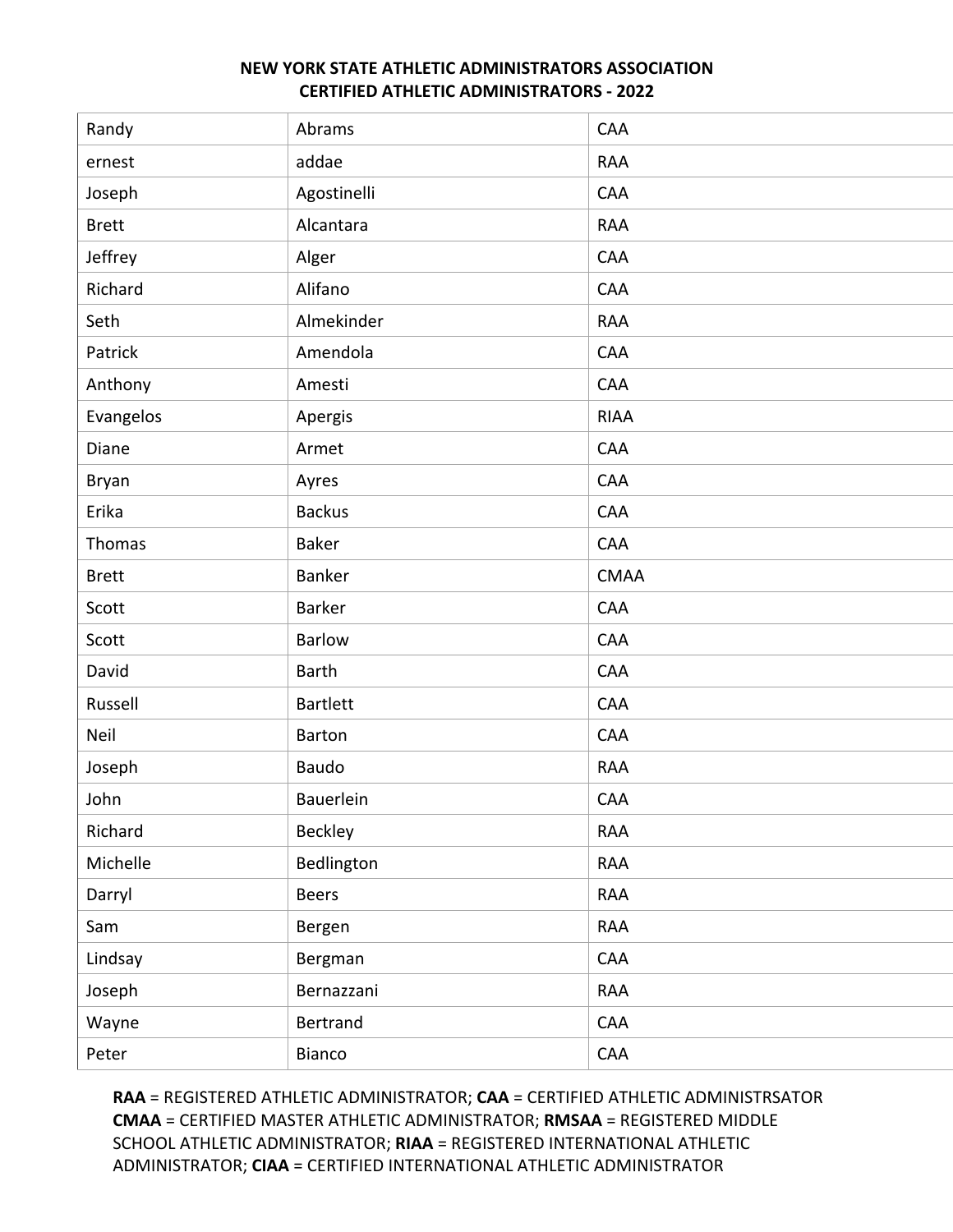**NEW YORK STATE ATHLETIC ADMINISTRATORS ASSOCIATION**
**CERTIFIED ATHLETIC ADMINISTRATORS - 2022**

| | | |
|---|---|---|
| Randy | Abrams | CAA |
| ernest | addae | RAA |
| Joseph | Agostinelli | CAA |
| Brett | Alcantara | RAA |
| Jeffrey | Alger | CAA |
| Richard | Alifano | CAA |
| Seth | Almekinder | RAA |
| Patrick | Amendola | CAA |
| Anthony | Amesti | CAA |
| Evangelos | Apergis | RIAA |
| Diane | Armet | CAA |
| Bryan | Ayres | CAA |
| Erika | Backus | CAA |
| Thomas | Baker | CAA |
| Brett | Banker | CMAA |
| Scott | Barker | CAA |
| Scott | Barlow | CAA |
| David | Barth | CAA |
| Russell | Bartlett | CAA |
| Neil | Barton | CAA |
| Joseph | Baudo | RAA |
| John | Bauerlein | CAA |
| Richard | Beckley | RAA |
| Michelle | Bedlington | RAA |
| Darryl | Beers | RAA |
| Sam | Bergen | RAA |
| Lindsay | Bergman | CAA |
| Joseph | Bernazzani | RAA |
| Wayne | Bertrand | CAA |
| Peter | Bianco | CAA |

**RAA** = REGISTERED ATHLETIC ADMINISTRATOR; **CAA** = CERTIFIED ATHLETIC ADMINISTRSATOR **CMAA** = CERTIFIED MASTER ATHLETIC ADMINISTRATOR; **RMSAA** = REGISTERED MIDDLE SCHOOL ATHLETIC ADMINISTRATOR; **RIAA** = REGISTERED INTERNATIONAL ATHLETIC ADMINISTRATOR; **CIAA** = CERTIFIED INTERNATIONAL ATHLETIC ADMINISTRATOR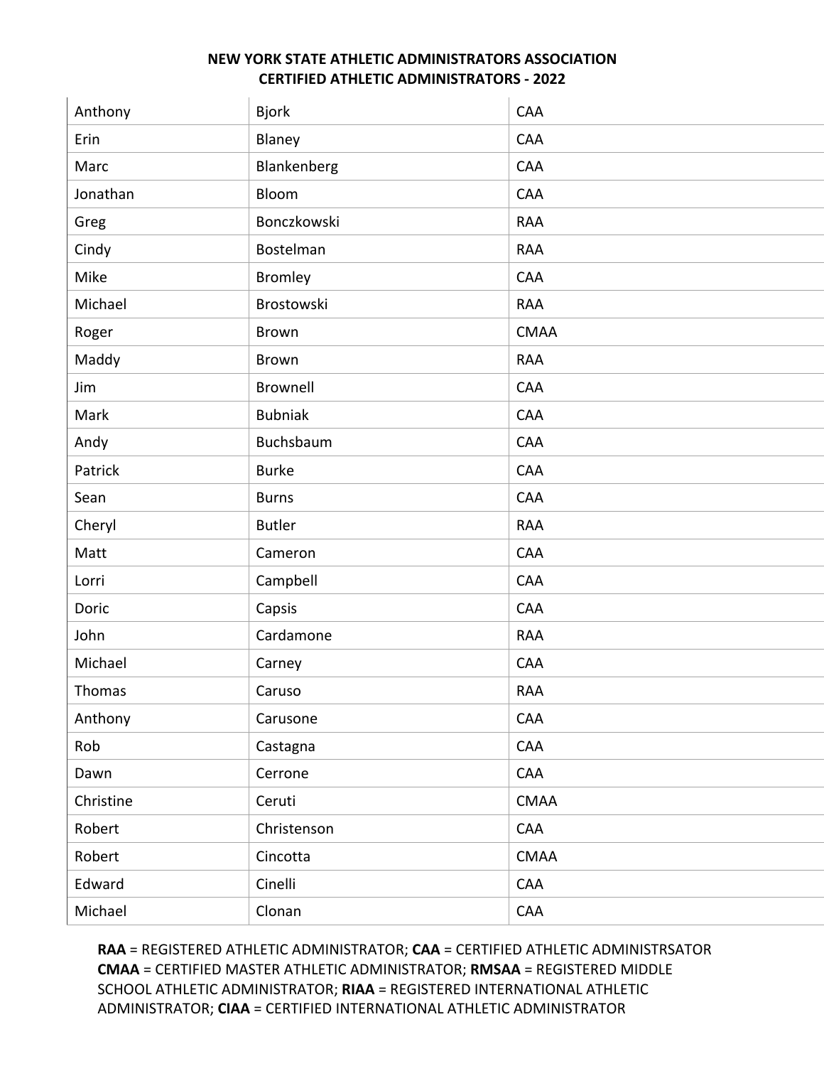**NEW YORK STATE ATHLETIC ADMINISTRATORS ASSOCIATION**
**CERTIFIED ATHLETIC ADMINISTRATORS - 2022**

| | | |
|---|---|---|
| Anthony | Bjork | CAA |
| Erin | Blaney | CAA |
| Marc | Blankenberg | CAA |
| Jonathan | Bloom | CAA |
| Greg | Bonczkowski | RAA |
| Cindy | Bostelman | RAA |
| Mike | Bromley | CAA |
| Michael | Brostowski | RAA |
| Roger | Brown | CMAA |
| Maddy | Brown | RAA |
| Jim | Brownell | CAA |
| Mark | Bubniak | CAA |
| Andy | Buchsbaum | CAA |
| Patrick | Burke | CAA |
| Sean | Burns | CAA |
| Cheryl | Butler | RAA |
| Matt | Cameron | CAA |
| Lorri | Campbell | CAA |
| Doric | Capsis | CAA |
| John | Cardamone | RAA |
| Michael | Carney | CAA |
| Thomas | Caruso | RAA |
| Anthony | Carusone | CAA |
| Rob | Castagna | CAA |
| Dawn | Cerrone | CAA |
| Christine | Ceruti | CMAA |
| Robert | Christenson | CAA |
| Robert | Cincotta | CMAA |
| Edward | Cinelli | CAA |
| Michael | Clonan | CAA |

**RAA** = REGISTERED ATHLETIC ADMINISTRATOR; **CAA** = CERTIFIED ATHLETIC ADMINISTRSATOR **CMAA** = CERTIFIED MASTER ATHLETIC ADMINISTRATOR; **RMSAA** = REGISTERED MIDDLE SCHOOL ATHLETIC ADMINISTRATOR; **RIAA** = REGISTERED INTERNATIONAL ATHLETIC ADMINISTRATOR; **CIAA** = CERTIFIED INTERNATIONAL ATHLETIC ADMINISTRATOR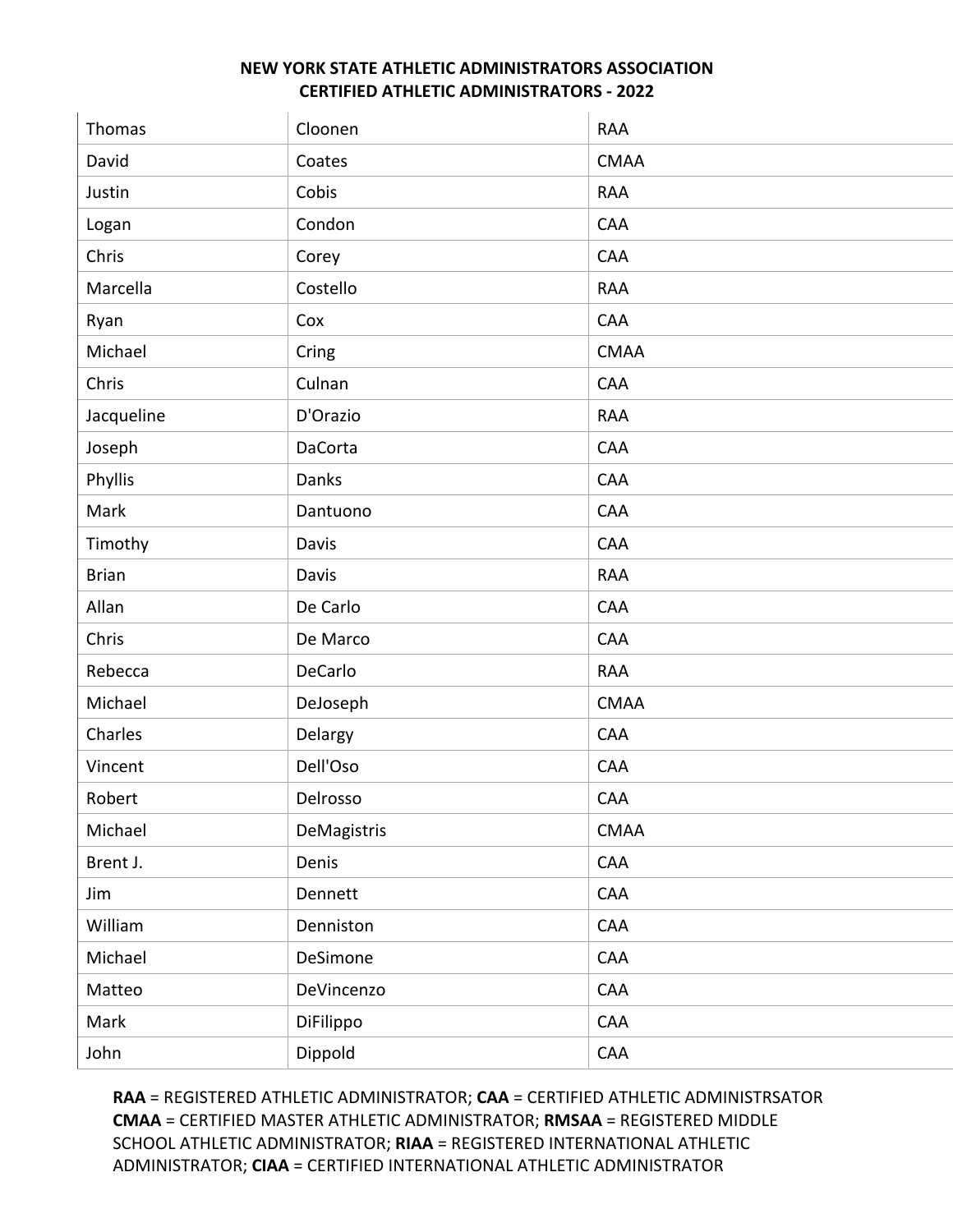**NEW YORK STATE ATHLETIC ADMINISTRATORS ASSOCIATION**
**CERTIFIED ATHLETIC ADMINISTRATORS - 2022**

| | | |
|---|---|---|
| Thomas | Cloonen | RAA |
| David | Coates | CMAA |
| Justin | Cobis | RAA |
| Logan | Condon | CAA |
| Chris | Corey | CAA |
| Marcella | Costello | RAA |
| Ryan | Cox | CAA |
| Michael | Cring | CMAA |
| Chris | Culnan | CAA |
| Jacqueline | D'Orazio | RAA |
| Joseph | DaCorta | CAA |
| Phyllis | Danks | CAA |
| Mark | Dantuono | CAA |
| Timothy | Davis | CAA |
| Brian | Davis | RAA |
| Allan | De Carlo | CAA |
| Chris | De Marco | CAA |
| Rebecca | DeCarlo | RAA |
| Michael | DeJoseph | CMAA |
| Charles | Delargy | CAA |
| Vincent | Dell'Oso | CAA |
| Robert | Delrosso | CAA |
| Michael | DeMagistris | CMAA |
| Brent J. | Denis | CAA |
| Jim | Dennett | CAA |
| William | Denniston | CAA |
| Michael | DeSimone | CAA |
| Matteo | DeVincenzo | CAA |
| Mark | DiFilippo | CAA |
| John | Dippold | CAA |

**RAA** = REGISTERED ATHLETIC ADMINISTRATOR; **CAA** = CERTIFIED ATHLETIC ADMINISTRSATOR
**CMAA** = CERTIFIED MASTER ATHLETIC ADMINISTRATOR; **RMSAA** = REGISTERED MIDDLE SCHOOL ATHLETIC ADMINISTRATOR; **RIAA** = REGISTERED INTERNATIONAL ATHLETIC ADMINISTRATOR; **CIAA** = CERTIFIED INTERNATIONAL ATHLETIC ADMINISTRATOR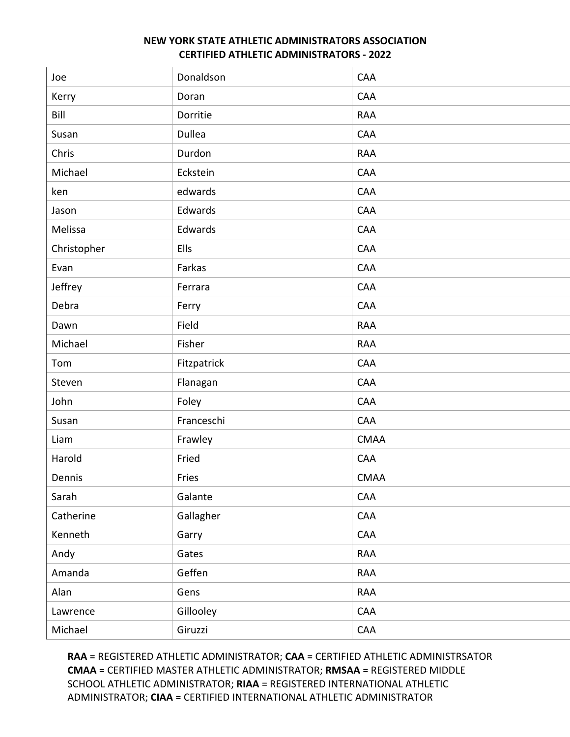**NEW YORK STATE ATHLETIC ADMINISTRATORS ASSOCIATION**
**CERTIFIED ATHLETIC ADMINISTRATORS - 2022**

| | | |
|---|---|---|
| Joe | Donaldson | CAA |
| Kerry | Doran | CAA |
| Bill | Dorritie | RAA |
| Susan | Dullea | CAA |
| Chris | Durdon | RAA |
| Michael | Eckstein | CAA |
| ken | edwards | CAA |
| Jason | Edwards | CAA |
| Melissa | Edwards | CAA |
| Christopher | Ells | CAA |
| Evan | Farkas | CAA |
| Jeffrey | Ferrara | CAA |
| Debra | Ferry | CAA |
| Dawn | Field | RAA |
| Michael | Fisher | RAA |
| Tom | Fitzpatrick | CAA |
| Steven | Flanagan | CAA |
| John | Foley | CAA |
| Susan | Franceschi | CAA |
| Liam | Frawley | CMAA |
| Harold | Fried | CAA |
| Dennis | Fries | CMAA |
| Sarah | Galante | CAA |
| Catherine | Gallagher | CAA |
| Kenneth | Garry | CAA |
| Andy | Gates | RAA |
| Amanda | Geffen | RAA |
| Alan | Gens | RAA |
| Lawrence | Gillooley | CAA |
| Michael | Giruzzi | CAA |

**RAA** = REGISTERED ATHLETIC ADMINISTRATOR; **CAA** = CERTIFIED ATHLETIC ADMINISTRSATOR **CMAA** = CERTIFIED MASTER ATHLETIC ADMINISTRATOR; **RMSAA** = REGISTERED MIDDLE SCHOOL ATHLETIC ADMINISTRATOR; **RIAA** = REGISTERED INTERNATIONAL ATHLETIC ADMINISTRATOR; **CIAA** = CERTIFIED INTERNATIONAL ATHLETIC ADMINISTRATOR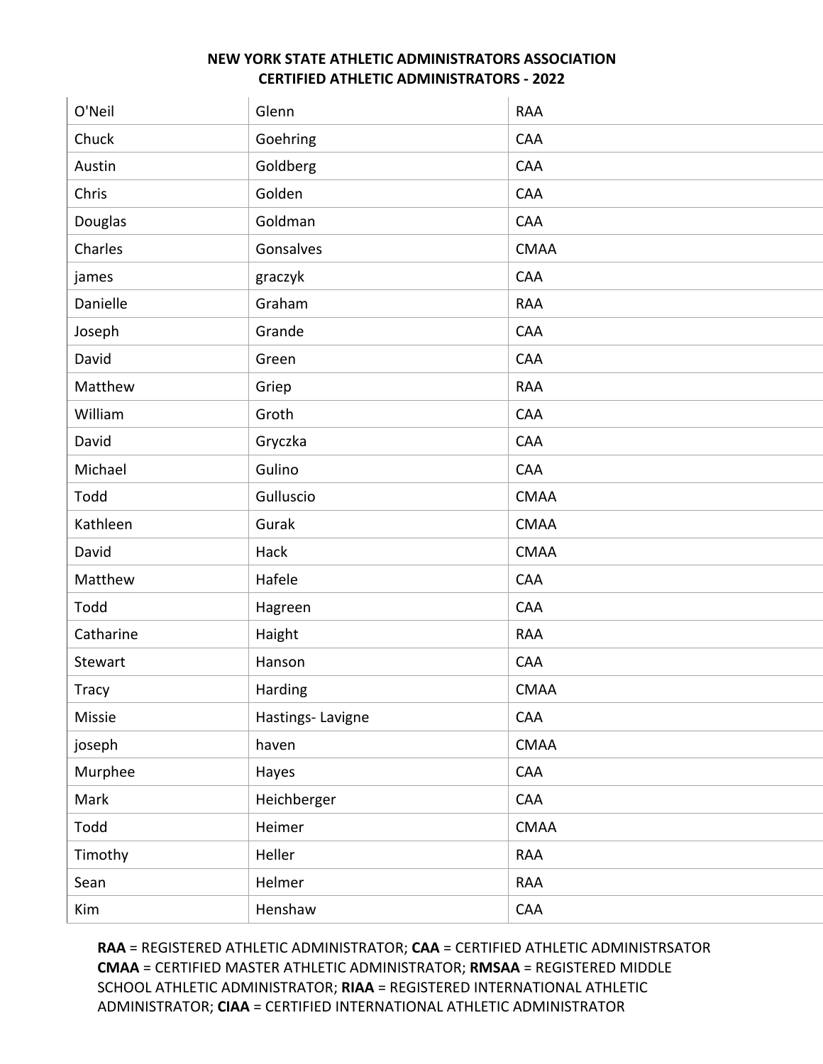**NEW YORK STATE ATHLETIC ADMINISTRATORS ASSOCIATION**
**CERTIFIED ATHLETIC ADMINISTRATORS - 2022**

| | | |
|---|---|---|
| O'Neil | Glenn | RAA |
| Chuck | Goehring | CAA |
| Austin | Goldberg | CAA |
| Chris | Golden | CAA |
| Douglas | Goldman | CAA |
| Charles | Gonsalves | CMAA |
| james | graczyk | CAA |
| Danielle | Graham | RAA |
| Joseph | Grande | CAA |
| David | Green | CAA |
| Matthew | Griep | RAA |
| William | Groth | CAA |
| David | Gryczka | CAA |
| Michael | Gulino | CAA |
| Todd | Gulluscio | CMAA |
| Kathleen | Gurak | CMAA |
| David | Hack | CMAA |
| Matthew | Hafele | CAA |
| Todd | Hagreen | CAA |
| Catharine | Haight | RAA |
| Stewart | Hanson | CAA |
| Tracy | Harding | CMAA |
| Missie | Hastings- Lavigne | CAA |
| joseph | haven | CMAA |
| Murphee | Hayes | CAA |
| Mark | Heichberger | CAA |
| Todd | Heimer | CMAA |
| Timothy | Heller | RAA |
| Sean | Helmer | RAA |
| Kim | Henshaw | CAA |

**RAA** = REGISTERED ATHLETIC ADMINISTRATOR; **CAA** = CERTIFIED ATHLETIC ADMINISTRSATOR **CMAA** = CERTIFIED MASTER ATHLETIC ADMINISTRATOR; **RMSAA** = REGISTERED MIDDLE SCHOOL ATHLETIC ADMINISTRATOR; **RIAA** = REGISTERED INTERNATIONAL ATHLETIC ADMINISTRATOR; **CIAA** = CERTIFIED INTERNATIONAL ATHLETIC ADMINISTRATOR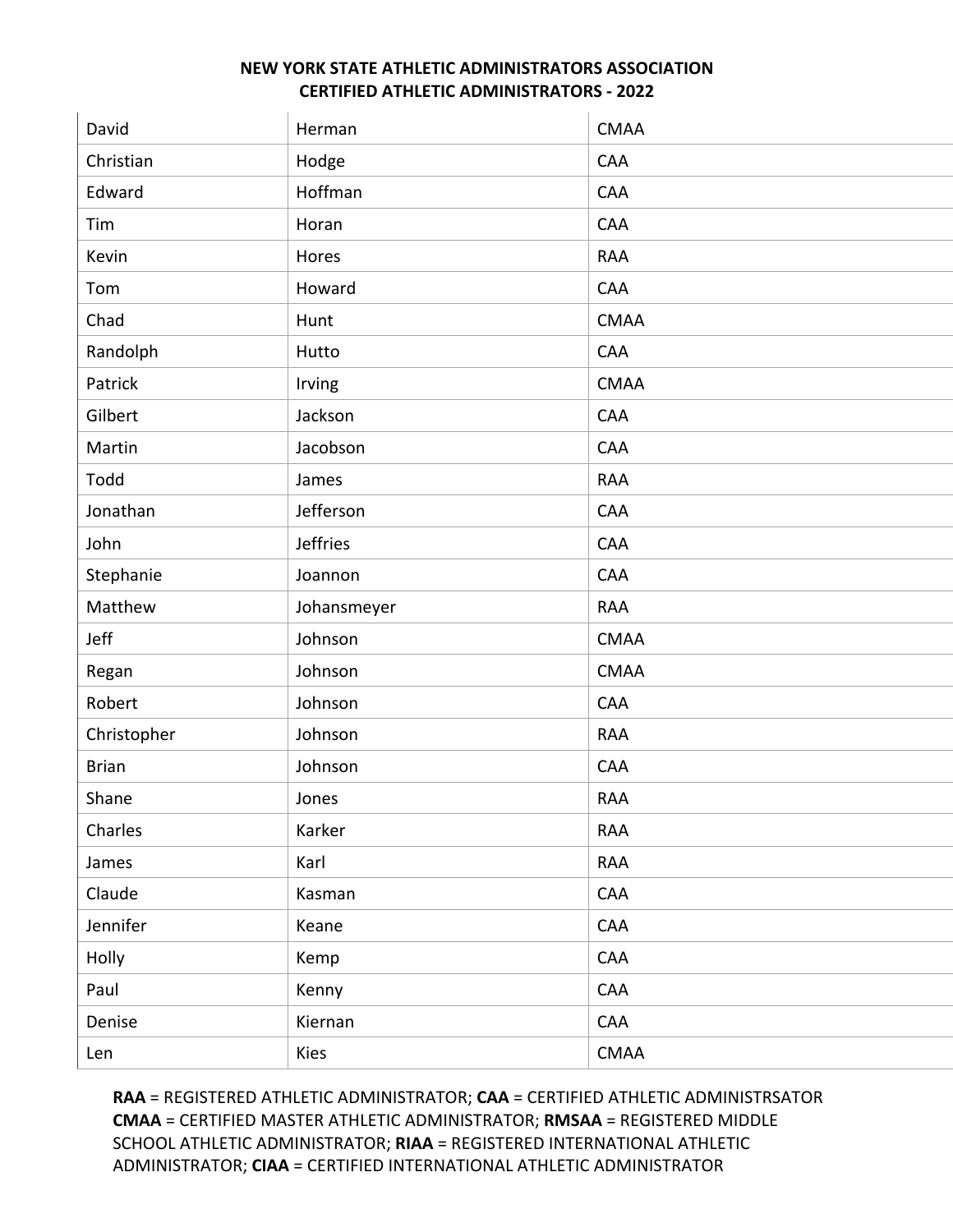**NEW YORK STATE ATHLETIC ADMINISTRATORS ASSOCIATION**
**CERTIFIED ATHLETIC ADMINISTRATORS - 2022**

| | | |
|---|---|---|
| David | Herman | CMAA |
| Christian | Hodge | CAA |
| Edward | Hoffman | CAA |
| Tim | Horan | CAA |
| Kevin | Hores | RAA |
| Tom | Howard | CAA |
| Chad | Hunt | CMAA |
| Randolph | Hutto | CAA |
| Patrick | Irving | CMAA |
| Gilbert | Jackson | CAA |
| Martin | Jacobson | CAA |
| Todd | James | RAA |
| Jonathan | Jefferson | CAA |
| John | Jeffries | CAA |
| Stephanie | Joannon | CAA |
| Matthew | Johansmeyer | RAA |
| Jeff | Johnson | CMAA |
| Regan | Johnson | CMAA |
| Robert | Johnson | CAA |
| Christopher | Johnson | RAA |
| Brian | Johnson | CAA |
| Shane | Jones | RAA |
| Charles | Karker | RAA |
| James | Karl | RAA |
| Claude | Kasman | CAA |
| Jennifer | Keane | CAA |
| Holly | Kemp | CAA |
| Paul | Kenny | CAA |
| Denise | Kiernan | CAA |
| Len | Kies | CMAA |

**RAA** = REGISTERED ATHLETIC ADMINISTRATOR; **CAA** = CERTIFIED ATHLETIC ADMINISTRSATOR **CMAA** = CERTIFIED MASTER ATHLETIC ADMINISTRATOR; **RMSAA** = REGISTERED MIDDLE SCHOOL ATHLETIC ADMINISTRATOR; **RIAA** = REGISTERED INTERNATIONAL ATHLETIC ADMINISTRATOR; **CIAA** = CERTIFIED INTERNATIONAL ATHLETIC ADMINISTRATOR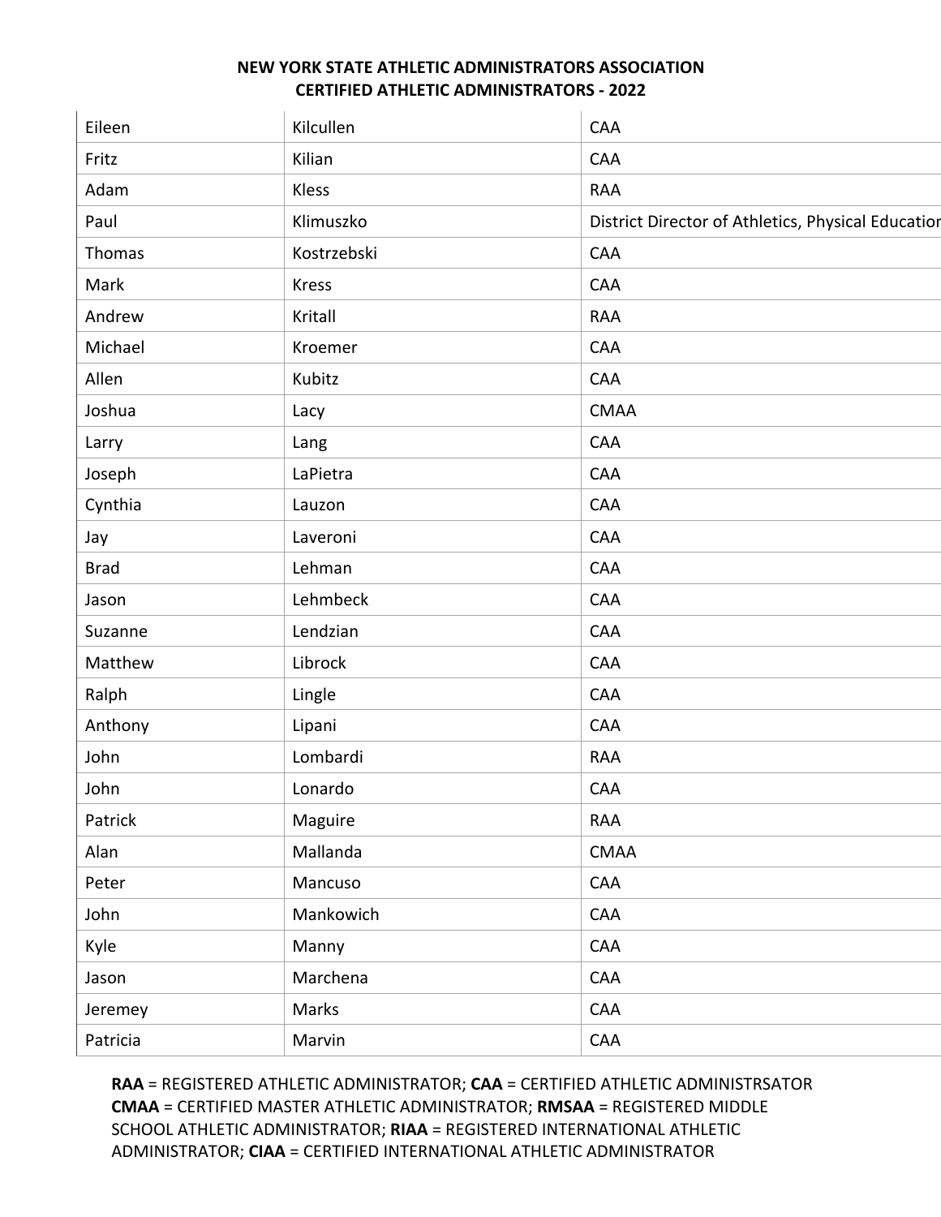**NEW YORK STATE ATHLETIC ADMINISTRATORS ASSOCIATION**
**CERTIFIED ATHLETIC ADMINISTRATORS - 2022**

| | | |
|---|---|---|
| Eileen | Kilcullen | CAA |
| Fritz | Kilian | CAA |
| Adam | Kless | RAA |
| Paul | Klimuszko | District Director of Athletics, Physical Educatior |
| Thomas | Kostrzebski | CAA |
| Mark | Kress | CAA |
| Andrew | Kritall | RAA |
| Michael | Kroemer | CAA |
| Allen | Kubitz | CAA |
| Joshua | Lacy | CMAA |
| Larry | Lang | CAA |
| Joseph | LaPietra | CAA |
| Cynthia | Lauzon | CAA |
| Jay | Laveroni | CAA |
| Brad | Lehman | CAA |
| Jason | Lehmbeck | CAA |
| Suzanne | Lendzian | CAA |
| Matthew | Librock | CAA |
| Ralph | Lingle | CAA |
| Anthony | Lipani | CAA |
| John | Lombardi | RAA |
| John | Lonardo | CAA |
| Patrick | Maguire | RAA |
| Alan | Mallanda | CMAA |
| Peter | Mancuso | CAA |
| John | Mankowich | CAA |
| Kyle | Manny | CAA |
| Jason | Marchena | CAA |
| Jeremey | Marks | CAA |
| Patricia | Marvin | CAA |

**RAA** = REGISTERED ATHLETIC ADMINISTRATOR; **CAA** = CERTIFIED ATHLETIC ADMINISTRSATOR
**CMAA** = CERTIFIED MASTER ATHLETIC ADMINISTRATOR; **RMSAA** = REGISTERED MIDDLE SCHOOL ATHLETIC ADMINISTRATOR; **RIAA** = REGISTERED INTERNATIONAL ATHLETIC ADMINISTRATOR; **CIAA** = CERTIFIED INTERNATIONAL ATHLETIC ADMINISTRATOR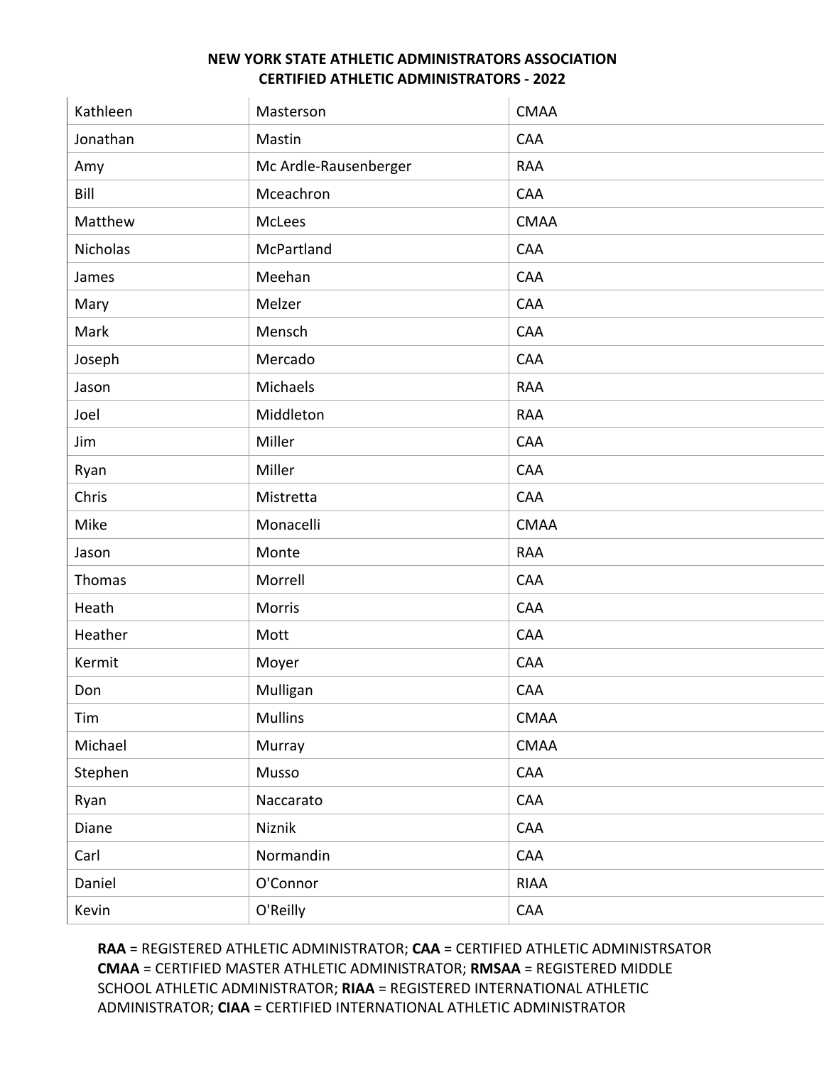**NEW YORK STATE ATHLETIC ADMINISTRATORS ASSOCIATION**
**CERTIFIED ATHLETIC ADMINISTRATORS - 2022**

| | | |
|---|---|---|
| Kathleen | Masterson | CMAA |
| Jonathan | Mastin | CAA |
| Amy | Mc Ardle-Rausenberger | RAA |
| Bill | Mceachron | CAA |
| Matthew | McLees | CMAA |
| Nicholas | McPartland | CAA |
| James | Meehan | CAA |
| Mary | Melzer | CAA |
| Mark | Mensch | CAA |
| Joseph | Mercado | CAA |
| Jason | Michaels | RAA |
| Joel | Middleton | RAA |
| Jim | Miller | CAA |
| Ryan | Miller | CAA |
| Chris | Mistretta | CAA |
| Mike | Monacelli | CMAA |
| Jason | Monte | RAA |
| Thomas | Morrell | CAA |
| Heath | Morris | CAA |
| Heather | Mott | CAA |
| Kermit | Moyer | CAA |
| Don | Mulligan | CAA |
| Tim | Mullins | CMAA |
| Michael | Murray | CMAA |
| Stephen | Musso | CAA |
| Ryan | Naccarato | CAA |
| Diane | Niznik | CAA |
| Carl | Normandin | CAA |
| Daniel | O'Connor | RIAA |
| Kevin | O'Reilly | CAA |

**RAA** = REGISTERED ATHLETIC ADMINISTRATOR; **CAA** = CERTIFIED ATHLETIC ADMINISTRSATOR **CMAA** = CERTIFIED MASTER ATHLETIC ADMINISTRATOR; **RMSAA** = REGISTERED MIDDLE SCHOOL ATHLETIC ADMINISTRATOR; **RIAA** = REGISTERED INTERNATIONAL ATHLETIC ADMINISTRATOR; **CIAA** = CERTIFIED INTERNATIONAL ATHLETIC ADMINISTRATOR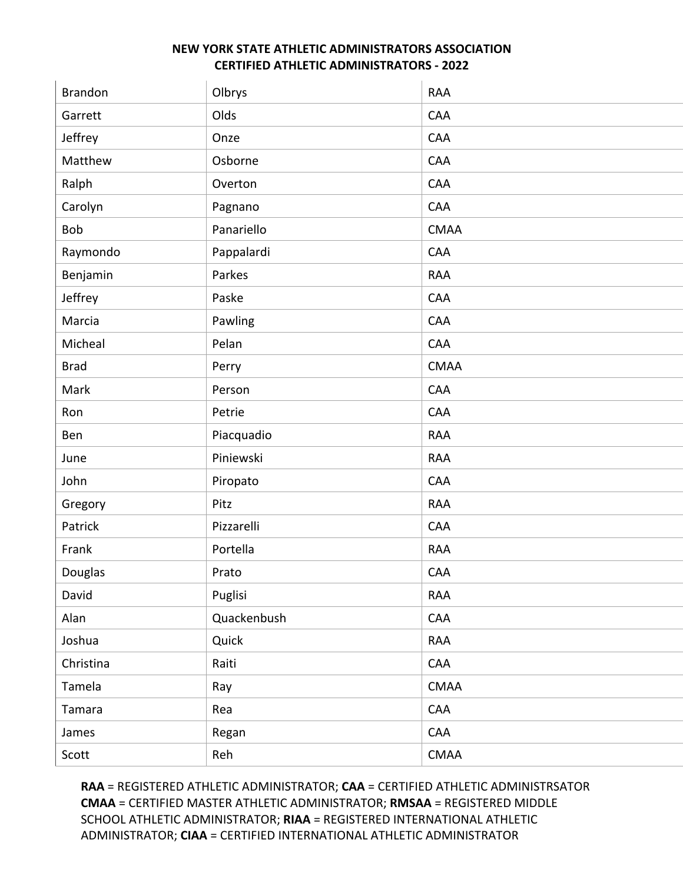**NEW YORK STATE ATHLETIC ADMINISTRATORS ASSOCIATION**
**CERTIFIED ATHLETIC ADMINISTRATORS - 2022**

| | | |
|---|---|---|
| Brandon | Olbrys | RAA |
| Garrett | Olds | CAA |
| Jeffrey | Onze | CAA |
| Matthew | Osborne | CAA |
| Ralph | Overton | CAA |
| Carolyn | Pagnano | CAA |
| Bob | Panariello | CMAA |
| Raymondo | Pappalardi | CAA |
| Benjamin | Parkes | RAA |
| Jeffrey | Paske | CAA |
| Marcia | Pawling | CAA |
| Micheal | Pelan | CAA |
| Brad | Perry | CMAA |
| Mark | Person | CAA |
| Ron | Petrie | CAA |
| Ben | Piacquadio | RAA |
| June | Piniewski | RAA |
| John | Piropato | CAA |
| Gregory | Pitz | RAA |
| Patrick | Pizzarelli | CAA |
| Frank | Portella | RAA |
| Douglas | Prato | CAA |
| David | Puglisi | RAA |
| Alan | Quackenbush | CAA |
| Joshua | Quick | RAA |
| Christina | Raiti | CAA |
| Tamela | Ray | CMAA |
| Tamara | Rea | CAA |
| James | Regan | CAA |
| Scott | Reh | CMAA |

**RAA** = REGISTERED ATHLETIC ADMINISTRATOR; **CAA** = CERTIFIED ATHLETIC ADMINISTRSATOR
**CMAA** = CERTIFIED MASTER ATHLETIC ADMINISTRATOR; **RMSAA** = REGISTERED MIDDLE SCHOOL ATHLETIC ADMINISTRATOR; **RIAA** = REGISTERED INTERNATIONAL ATHLETIC ADMINISTRATOR; **CIAA** = CERTIFIED INTERNATIONAL ATHLETIC ADMINISTRATOR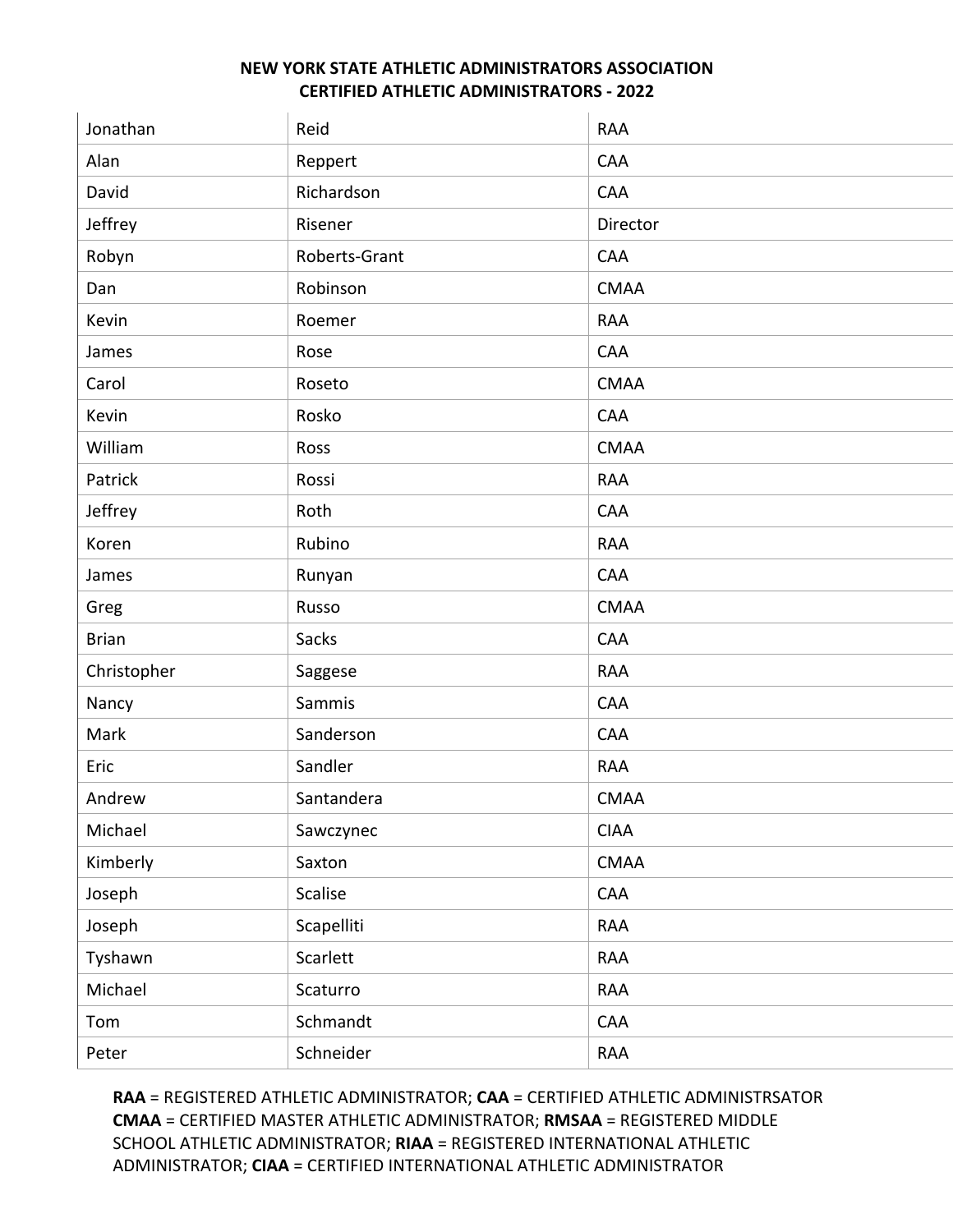**NEW YORK STATE ATHLETIC ADMINISTRATORS ASSOCIATION**
**CERTIFIED ATHLETIC ADMINISTRATORS - 2022**

| | | |
|---|---|---|
| Jonathan | Reid | RAA |
| Alan | Reppert | CAA |
| David | Richardson | CAA |
| Jeffrey | Risener | Director |
| Robyn | Roberts-Grant | CAA |
| Dan | Robinson | CMAA |
| Kevin | Roemer | RAA |
| James | Rose | CAA |
| Carol | Roseto | CMAA |
| Kevin | Rosko | CAA |
| William | Ross | CMAA |
| Patrick | Rossi | RAA |
| Jeffrey | Roth | CAA |
| Koren | Rubino | RAA |
| James | Runyan | CAA |
| Greg | Russo | CMAA |
| Brian | Sacks | CAA |
| Christopher | Saggese | RAA |
| Nancy | Sammis | CAA |
| Mark | Sanderson | CAA |
| Eric | Sandler | RAA |
| Andrew | Santandera | CMAA |
| Michael | Sawczynec | CIAA |
| Kimberly | Saxton | CMAA |
| Joseph | Scalise | CAA |
| Joseph | Scapelliti | RAA |
| Tyshawn | Scarlett | RAA |
| Michael | Scaturro | RAA |
| Tom | Schmandt | CAA |
| Peter | Schneider | RAA |

**RAA** = REGISTERED ATHLETIC ADMINISTRATOR; **CAA** = CERTIFIED ATHLETIC ADMINISTRSATOR **CMAA** = CERTIFIED MASTER ATHLETIC ADMINISTRATOR; **RMSAA** = REGISTERED MIDDLE SCHOOL ATHLETIC ADMINISTRATOR; **RIAA** = REGISTERED INTERNATIONAL ATHLETIC ADMINISTRATOR; **CIAA** = CERTIFIED INTERNATIONAL ATHLETIC ADMINISTRATOR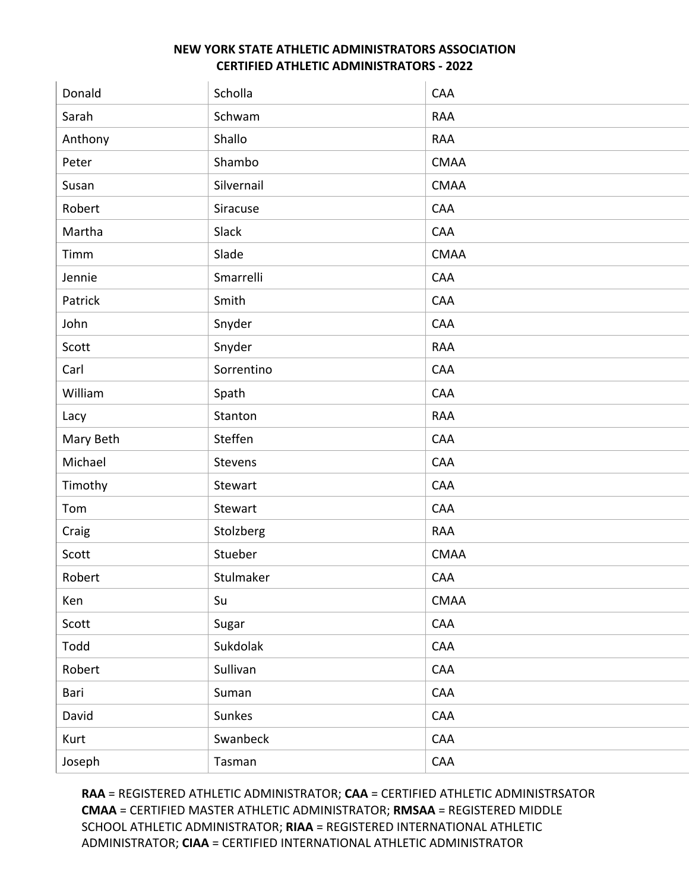**NEW YORK STATE ATHLETIC ADMINISTRATORS ASSOCIATION**
**CERTIFIED ATHLETIC ADMINISTRATORS - 2022**

| | | |
|---|---|---|
| Donald | Scholla | CAA |
| Sarah | Schwam | RAA |
| Anthony | Shallo | RAA |
| Peter | Shambo | CMAA |
| Susan | Silvernail | CMAA |
| Robert | Siracuse | CAA |
| Martha | Slack | CAA |
| Timm | Slade | CMAA |
| Jennie | Smarrelli | CAA |
| Patrick | Smith | CAA |
| John | Snyder | CAA |
| Scott | Snyder | RAA |
| Carl | Sorrentino | CAA |
| William | Spath | CAA |
| Lacy | Stanton | RAA |
| Mary Beth | Steffen | CAA |
| Michael | Stevens | CAA |
| Timothy | Stewart | CAA |
| Tom | Stewart | CAA |
| Craig | Stolzberg | RAA |
| Scott | Stueber | CMAA |
| Robert | Stulmaker | CAA |
| Ken | Su | CMAA |
| Scott | Sugar | CAA |
| Todd | Sukdolak | CAA |
| Robert | Sullivan | CAA |
| Bari | Suman | CAA |
| David | Sunkes | CAA |
| Kurt | Swanbeck | CAA |
| Joseph | Tasman | CAA |

**RAA** = REGISTERED ATHLETIC ADMINISTRATOR; **CAA** = CERTIFIED ATHLETIC ADMINISTRSATOR
**CMAA** = CERTIFIED MASTER ATHLETIC ADMINISTRATOR; **RMSAA** = REGISTERED MIDDLE SCHOOL ATHLETIC ADMINISTRATOR; **RIAA** = REGISTERED INTERNATIONAL ATHLETIC ADMINISTRATOR; **CIAA** = CERTIFIED INTERNATIONAL ATHLETIC ADMINISTRATOR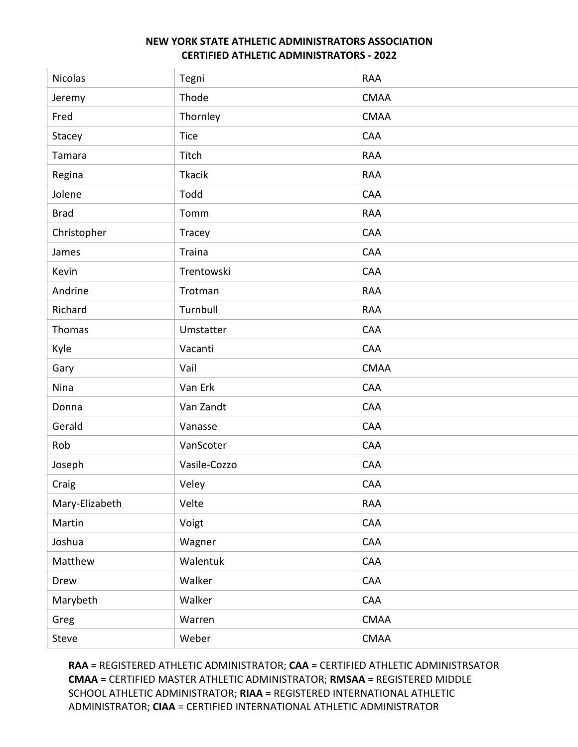**NEW YORK STATE ATHLETIC ADMINISTRATORS ASSOCIATION**
**CERTIFIED ATHLETIC ADMINISTRATORS - 2022**

| | | |
|---|---|---|
| Nicolas | Tegni | RAA |
| Jeremy | Thode | CMAA |
| Fred | Thornley | CMAA |
| Stacey | Tice | CAA |
| Tamara | Titch | RAA |
| Regina | Tkacik | RAA |
| Jolene | Todd | CAA |
| Brad | Tomm | RAA |
| Christopher | Tracey | CAA |
| James | Traina | CAA |
| Kevin | Trentowski | CAA |
| Andrine | Trotman | RAA |
| Richard | Turnbull | RAA |
| Thomas | Umstatter | CAA |
| Kyle | Vacanti | CAA |
| Gary | Vail | CMAA |
| Nina | Van Erk | CAA |
| Donna | Van Zandt | CAA |
| Gerald | Vanasse | CAA |
| Rob | VanScoter | CAA |
| Joseph | Vasile-Cozzo | CAA |
| Craig | Veley | CAA |
| Mary-Elizabeth | Velte | RAA |
| Martin | Voigt | CAA |
| Joshua | Wagner | CAA |
| Matthew | Walentuk | CAA |
| Drew | Walker | CAA |
| Marybeth | Walker | CAA |
| Greg | Warren | CMAA |
| Steve | Weber | CMAA |

**RAA** = REGISTERED ATHLETIC ADMINISTRATOR; **CAA** = CERTIFIED ATHLETIC ADMINISTRSATOR **CMAA** = CERTIFIED MASTER ATHLETIC ADMINISTRATOR; **RMSAA** = REGISTERED MIDDLE SCHOOL ATHLETIC ADMINISTRATOR; **RIAA** = REGISTERED INTERNATIONAL ATHLETIC ADMINISTRATOR; **CIAA** = CERTIFIED INTERNATIONAL ATHLETIC ADMINISTRATOR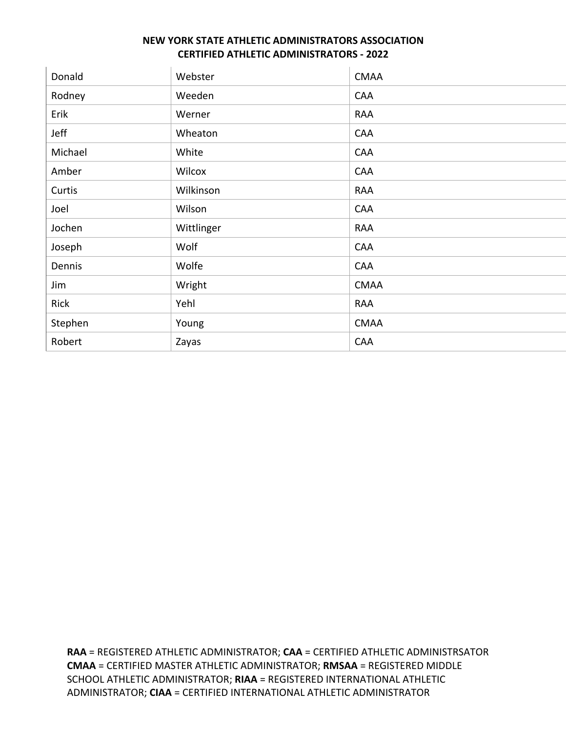## NEW YORK STATE ATHLETIC ADMINISTRATORS ASSOCIATION
## CERTIFIED ATHLETIC ADMINISTRATORS - 2022

| | | |
|---|---|---|
| Donald | Webster | CMAA |
| Rodney | Weeden | CAA |
| Erik | Werner | RAA |
| Jeff | Wheaton | CAA |
| Michael | White | CAA |
| Amber | Wilcox | CAA |
| Curtis | Wilkinson | RAA |
| Joel | Wilson | CAA |
| Jochen | Wittlinger | RAA |
| Joseph | Wolf | CAA |
| Dennis | Wolfe | CAA |
| Jim | Wright | CMAA |
| Rick | Yehl | RAA |
| Stephen | Young | CMAA |
| Robert | Zayas | CAA |

**RAA** = REGISTERED ATHLETIC ADMINISTRATOR; **CAA** = CERTIFIED ATHLETIC ADMINISTRSATOR **CMAA** = CERTIFIED MASTER ATHLETIC ADMINISTRATOR; **RMSAA** = REGISTERED MIDDLE SCHOOL ATHLETIC ADMINISTRATOR; **RIAA** = REGISTERED INTERNATIONAL ATHLETIC ADMINISTRATOR; **CIAA** = CERTIFIED INTERNATIONAL ATHLETIC ADMINISTRATOR